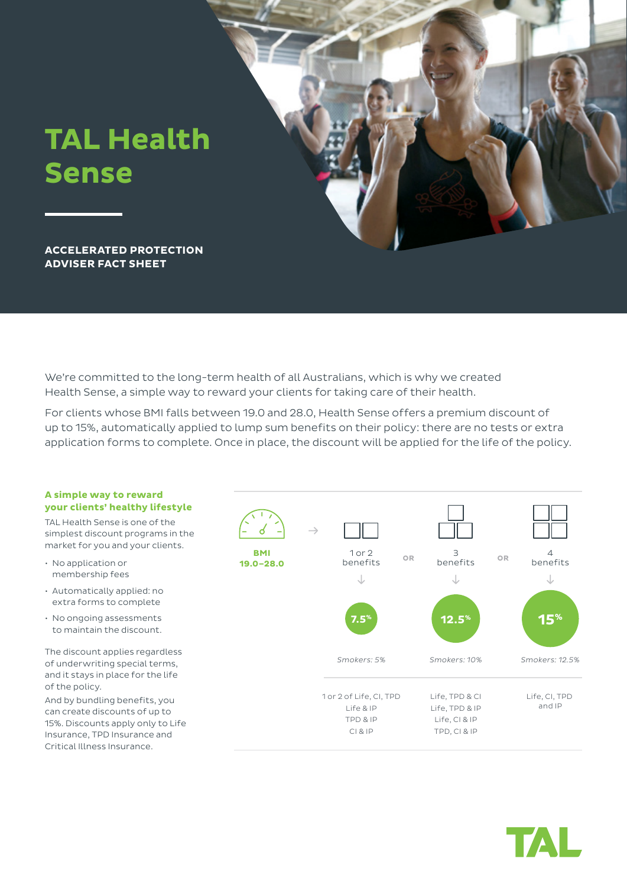# TAL Health Sense

**ACCELERATED PROTECTION ADVISER FACT SHEET**

We're committed to the long-term health of all Australians, which is why we created Health Sense, a simple way to reward your clients for taking care of their health.

For clients whose BMI falls between 19.0 and 28.0, Health Sense offers a premium discount of up to 15%, automatically applied to lump sum benefits on their policy: there are no tests or extra application forms to complete. Once in place, the discount will be applied for the life of the policy.

### A simple way to reward your clients' healthy lifestyle

TAL Health Sense is one of the simplest discount programs in the market for you and your clients.

- No application or membership fees
- Automatically applied: no extra forms to complete
- No ongoing assessments to maintain the discount.

The discount applies regardless of underwriting special terms, and it stays in place for the life of the policy.

And by bundling benefits, you can create discounts of up to 15%. Discounts apply only to Life Insurance, TPD Insurance and Critical Illness Insurance.

**BMI 19.0–28.0** →

| 1 or 2 benefits | OR | 3 benefits | OR | 4 benefits |
|---|---|---|---|---|
| **7.5%** | | **12.5%** | | **15%** |
| *Smokers: 5%* | | *Smokers: 10%* | | *Smokers: 12.5%* |
| 1 or 2 of Life, CI, TPD<br>Life & IP<br>TPD & IP<br>CI & IP | | Life, TPD & CI<br>Life, TPD & IP<br>Life, CI & IP<br>TPD, CI & IP | | Life, CI, TPD and IP |

TAL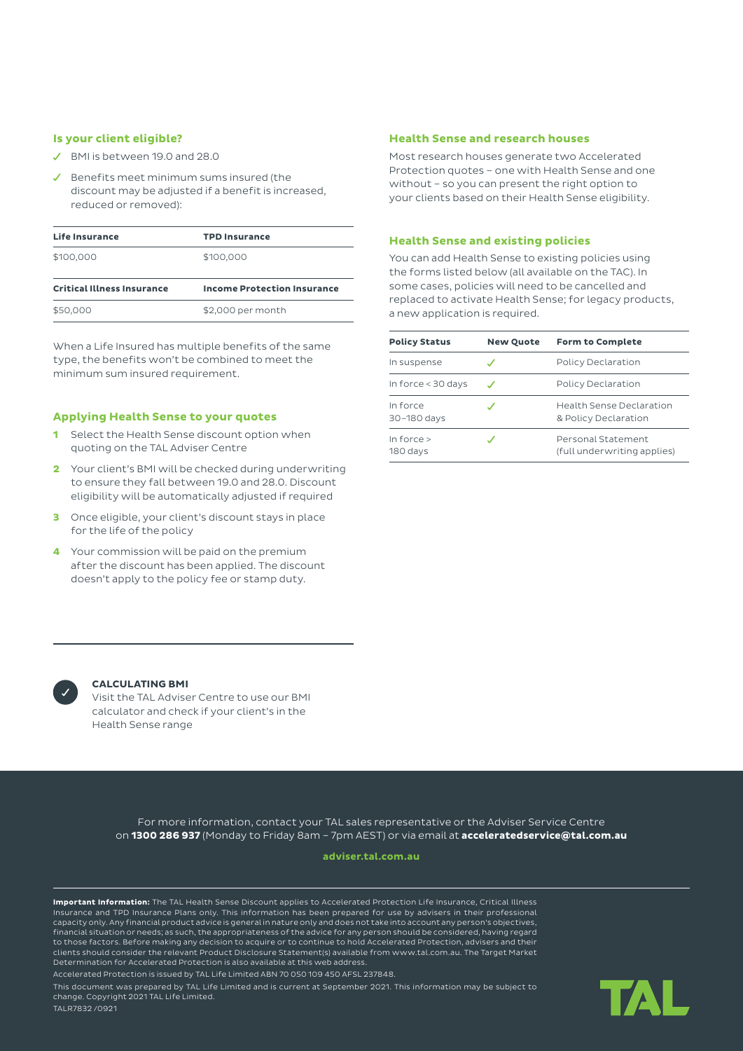### Is your client eligible?

- ✓ BMI is between 19.0 and 28.0
- ✓ Benefits meet minimum sums insured (the discount may be adjusted if a benefit is increased, reduced or removed):

| Life Insurance | TPD Insurance |
|---|---|
| $100,000 | $100,000 |
| **Critical Illness Insurance** | **Income Protection Insurance** |
| $50,000 | $2,000 per month |

When a Life Insured has multiple benefits of the same type, the benefits won't be combined to meet the minimum sum insured requirement.

### Applying Health Sense to your quotes

1. Select the Health Sense discount option when quoting on the TAL Adviser Centre
2. Your client's BMI will be checked during underwriting to ensure they fall between 19.0 and 28.0. Discount eligibility will be automatically adjusted if required
3. Once eligible, your client's discount stays in place for the life of the policy
4. Your commission will be paid on the premium after the discount has been applied. The discount doesn't apply to the policy fee or stamp duty.

### Health Sense and research houses

Most research houses generate two Accelerated Protection quotes – one with Health Sense and one without – so you can present the right option to your clients based on their Health Sense eligibility.

### Health Sense and existing policies

You can add Health Sense to existing policies using the forms listed below (all available on the TAC). In some cases, policies will need to be cancelled and replaced to activate Health Sense; for legacy products, a new application is required.

| Policy Status | New Quote | Form to Complete |
|---|---|---|
| In suspense | ✓ | Policy Declaration |
| In force < 30 days | ✓ | Policy Declaration |
| In force 30–180 days | ✓ | Health Sense Declaration & Policy Declaration |
| In force > 180 days | ✓ | Personal Statement (full underwriting applies) |

**CALCULATING BMI**
Visit the TAL Adviser Centre to use our BMI calculator and check if your client's in the Health Sense range

For more information, contact your TAL sales representative or the Adviser Service Centre on **1300 286 937** (Monday to Friday 8am – 7pm AEST) or via email at **acceleratedservice@tal.com.au**

**adviser.tal.com.au**

**Important Information:** The TAL Health Sense Discount applies to Accelerated Protection Life Insurance, Critical Illness Insurance and TPD Insurance Plans only. This information has been prepared for use by advisers in their professional capacity only. Any financial product advice is general in nature only and does not take into account any person's objectives, financial situation or needs; as such, the appropriateness of the advice for any person should be considered, having regard to those factors. Before making any decision to acquire or to continue to hold Accelerated Protection, advisers and their clients should consider the relevant Product Disclosure Statement(s) available from www.tal.com.au. The Target Market Determination for Accelerated Protection is also available at this web address.

Accelerated Protection is issued by TAL Life Limited ABN 70 050 109 450 AFSL 237848.

This document was prepared by TAL Life Limited and is current at September 2021. This information may be subject to change. Copyright 2021 TAL Life Limited.

TALR7832 /0921

TAL